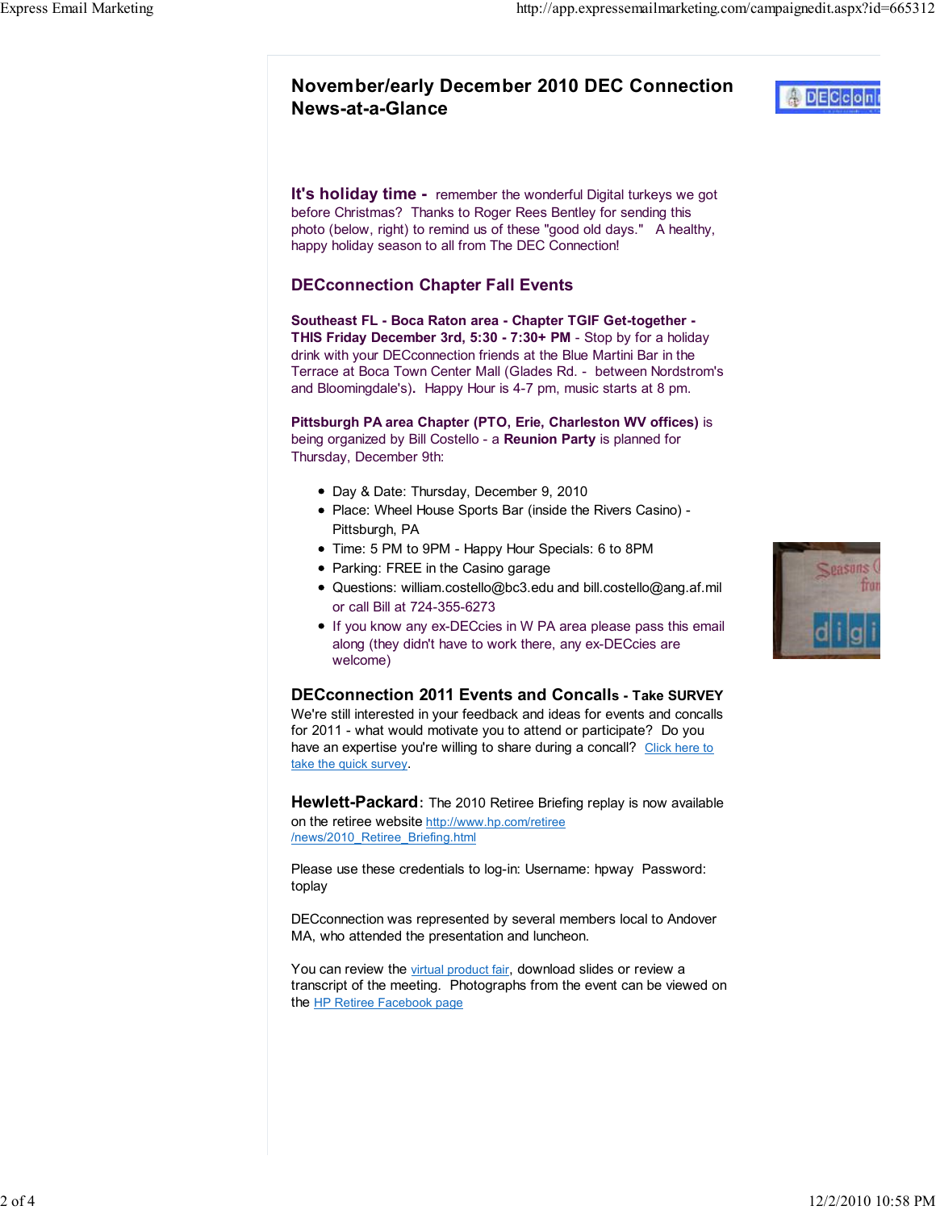# November/early December 2010 DEC Connection News-at-a-Glance

**It's holiday time -** remember the wonderful Digital turkeys we got before Christmas? Thanks to Roger Rees Bentley for sending this photo (below, right) to remind us of these "good old days." A healthy, happy holiday season to all from The DEC Connection!

## DECconnection Chapter Fall Events

**Southeast FL - Boca Raton area - Chapter TGIF Get-together - THIS Friday December 3rd, 5:30 - 7:30+ PM** - Stop by for a holiday drink with your DECconnection friends at the Blue Martini Bar in the Terrace at Boca Town Center Mall (Glades Rd. - between Nordstrom's and Bloomingdale's). Happy Hour is 4-7 pm, music starts at 8 pm.

**Pittsburgh PA area Chapter (PTO, Erie, Charleston WV offices)** is being organized by Bill Costello - a **Reunion Party** is planned for Thursday, December 9th:

- Day & Date: Thursday, December 9, 2010
- Place: Wheel House Sports Bar (inside the Rivers Casino) - Pittsburgh, PA
- Time: 5 PM to 9PM - Happy Hour Specials: 6 to 8PM
- Parking: FREE in the Casino garage
- Questions: william.costello@bc3.edu and bill.costello@ang.af.mil or call Bill at 724-355-6273
- If you know any ex-DECcies in W PA area please pass this email along (they didn't have to work there, any ex-DECcies are welcome)

## DECconnection 2011 Events and Concalls - Take SURVEY

We're still interested in your feedback and ideas for events and concalls for 2011 - what would motivate you to attend or participate? Do you have an expertise you're willing to share during a concall? Click here to take the quick survey.

**Hewlett-Packard:** The 2010 Retiree Briefing replay is now available on the retiree website http://www.hp.com/retiree/news/2010_Retiree_Briefing.html

Please use these credentials to log-in: Username: hpway Password: toplay

DECconnection was represented by several members local to Andover MA, who attended the presentation and luncheon.

You can review the virtual product fair, download slides or review a transcript of the meeting. Photographs from the event can be viewed on the HP Retiree Facebook page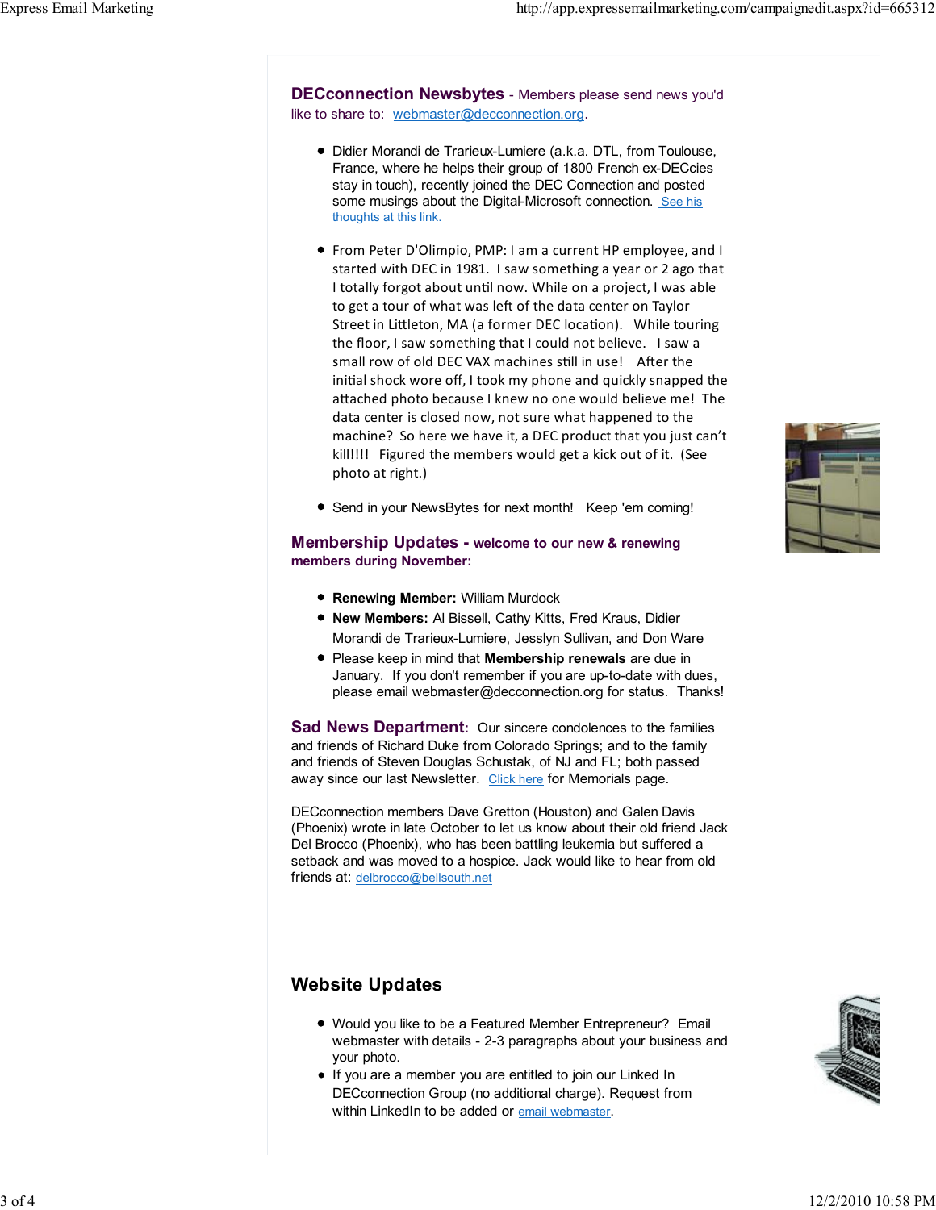**DECconnection Newsbytes** - Members please send news you'd like to share to: webmaster@decconnection.org.

- Didier Morandi de Trarieux-Lumiere (a.k.a. DTL, from Toulouse, France, where he helps their group of 1800 French ex-DECcies stay in touch), recently joined the DEC Connection and posted some musings about the Digital-Microsoft connection. See his thoughts at this link.
- From Peter D'Olimpio, PMP: I am a current HP employee, and I started with DEC in 1981. I saw something a year or 2 ago that I totally forgot about until now. While on a project, I was able to get a tour of what was left of the data center on Taylor Street in Littleton, MA (a former DEC location). While touring the floor, I saw something that I could not believe. I saw a small row of old DEC VAX machines still in use! After the initial shock wore off, I took my phone and quickly snapped the attached photo because I knew no one would believe me! The data center is closed now, not sure what happened to the machine? So here we have it, a DEC product that you just can't kill!!!! Figured the members would get a kick out of it. (See photo at right.)
- Send in your NewsBytes for next month! Keep 'em coming!

**Membership Updates - welcome to our new & renewing members during November:**

- **Renewing Member:** William Murdock
- **New Members:** Al Bissell, Cathy Kitts, Fred Kraus, Didier Morandi de Trarieux-Lumiere, Jesslyn Sullivan, and Don Ware
- Please keep in mind that **Membership renewals** are due in January. If you don't remember if you are up-to-date with dues, please email webmaster@decconnection.org for status. Thanks!

**Sad News Department:** Our sincere condolences to the families and friends of Richard Duke from Colorado Springs; and to the family and friends of Steven Douglas Schustak, of NJ and FL; both passed away since our last Newsletter. Click here for Memorials page.

DECconnection members Dave Gretton (Houston) and Galen Davis (Phoenix) wrote in late October to let us know about their old friend Jack Del Brocco (Phoenix), who has been battling leukemia but suffered a setback and was moved to a hospice. Jack would like to hear from old friends at: delbrocco@bellsouth.net

## Website Updates

- Would you like to be a Featured Member Entrepreneur? Email webmaster with details - 2-3 paragraphs about your business and your photo.
- If you are a member you are entitled to join our Linked In DECconnection Group (no additional charge). Request from within LinkedIn to be added or email webmaster.